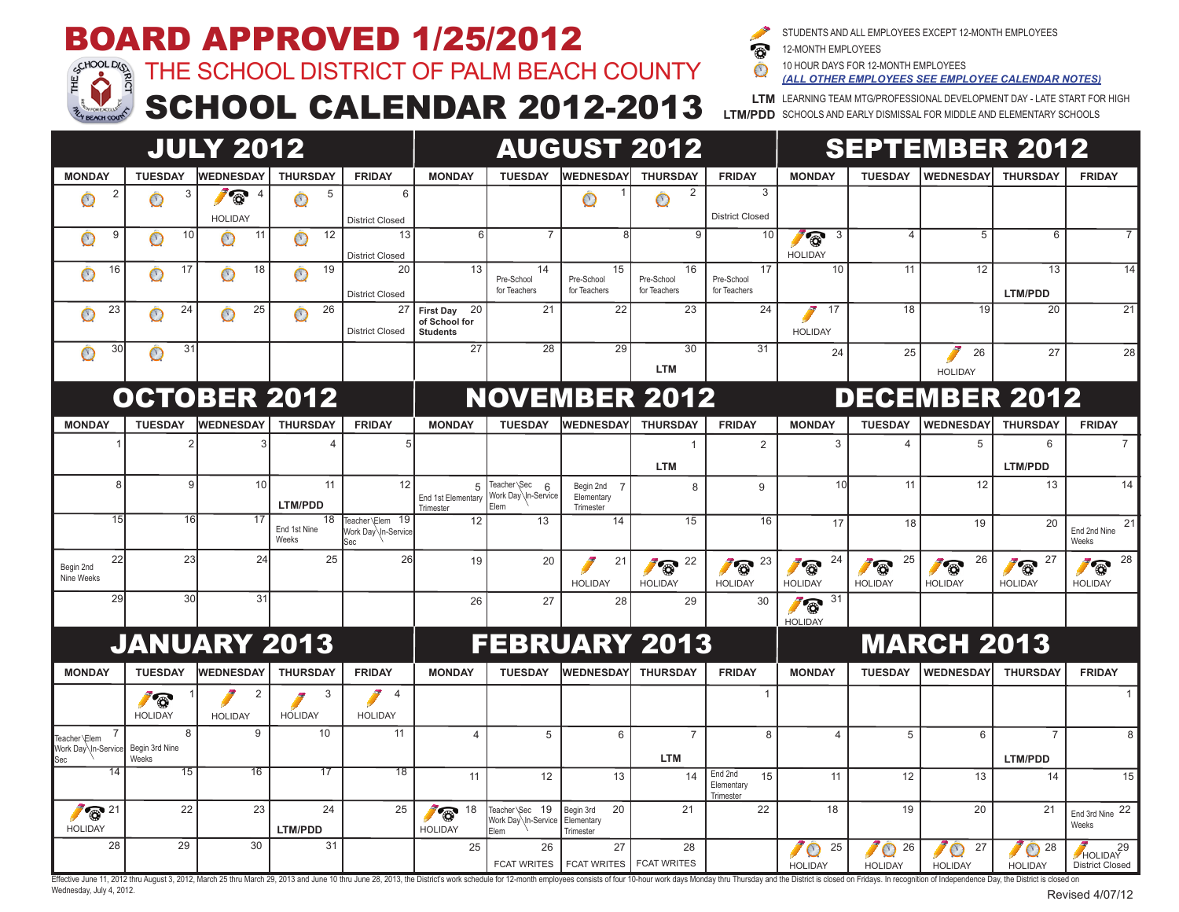# BOARD APPROVED 1/25/2012

## THE SCHOOL DISTRICT OF PALM BEACH COUNTY

# SCHOOL CALENDAR 2012-2013

- (pencil) STUDENTS AND ALL EMPLOYEES EXCEPT 12-MONTH EMPLOYEES
- (phone) 12-MONTH EMPLOYEES
- (clock) 10 HOUR DAYS FOR 12-MONTH EMPLOYEES (ALL OTHER EMPLOYEES SEE EMPLOYEE CALENDAR NOTES)
- **LTM** LEARNING TEAM MTG/PROFESSIONAL DEVELOPMENT DAY - LATE START FOR HIGH
- **LTM/PDD** SCHOOLS AND EARLY DISMISSAL FOR MIDDLE AND ELEMENTARY SCHOOLS

## JULY 2012

| MONDAY | TUESDAY | WEDNESDAY | THURSDAY | FRIDAY |
|---|---|---|---|---|
| 2 (clock) | 3 (clock) | 4 (pencil, phone) HOLIDAY | 5 (clock) | 6 District Closed |
| 9 (clock) | 10 (clock) | 11 (clock) | 12 (clock) | 13 District Closed |
| 16 (clock) | 17 (clock) | 18 (clock) | 19 (clock) | 20 District Closed |
| 23 (clock) | 24 (clock) | 25 (clock) | 26 (clock) | 27 District Closed |
| 30 (clock) | 31 (clock) | | | |

## AUGUST 2012

| MONDAY | TUESDAY | WEDNESDAY | THURSDAY | FRIDAY |
|---|---|---|---|---|
| | | 1 (clock) | 2 (clock) | 3 District Closed |
| 6 | 7 | 8 | 9 | 10 |
| 13 | 14 Pre-School for Teachers | 15 Pre-School for Teachers | 16 Pre-School for Teachers | 17 Pre-School for Teachers |
| 20 First Day of School for Students | 21 | 22 | 23 | 24 |
| 27 | 28 | 29 | 30 LTM | 31 |

## SEPTEMBER 2012

| MONDAY | TUESDAY | WEDNESDAY | THURSDAY | FRIDAY |
|---|---|---|---|---|
| 3 (pencil, phone) HOLIDAY | 4 | 5 | 6 | 7 |
| 10 | 11 | 12 | 13 LTM/PDD | 14 |
| 17 (pencil) HOLIDAY | 18 | 19 | 20 | 21 |
| 24 | 25 | 26 (pencil) HOLIDAY | 27 | 28 |

## OCTOBER 2012

| MONDAY | TUESDAY | WEDNESDAY | THURSDAY | FRIDAY |
|---|---|---|---|---|
| 1 | 2 | 3 | 4 | 5 |
| 8 | 9 | 10 | 11 LTM/PDD | 12 |
| 15 | 16 | 17 | 18 End 1st Nine Weeks | 19 Teacher\Elem Work Day\In-Service Sec |
| 22 Begin 2nd Nine Weeks | 23 | 24 | 25 | 26 |
| 29 | 30 | 31 | | |

## NOVEMBER 2012

| MONDAY | TUESDAY | WEDNESDAY | THURSDAY | FRIDAY |
|---|---|---|---|---|
| | | | 1 LTM | 2 |
| 5 End 1st Elementary Trimester | 6 Teacher\Sec Work Day\In-Service Elem | 7 Begin 2nd Elementary Trimester | 8 | 9 |
| 12 | 13 | 14 | 15 | 16 |
| 19 | 20 | 21 (pencil) HOLIDAY | 22 (pencil, phone) HOLIDAY | 23 (pencil, phone) HOLIDAY |
| 26 | 27 | 28 | 29 | 30 |

## DECEMBER 2012

| MONDAY | TUESDAY | WEDNESDAY | THURSDAY | FRIDAY |
|---|---|---|---|---|
| 3 | 4 | 5 | 6 LTM/PDD | 7 |
| 10 | 11 | 12 | 13 | 14 |
| 17 | 18 | 19 | 20 | 21 End 2nd Nine Weeks |
| 24 (pencil, phone) HOLIDAY | 25 (pencil, phone) HOLIDAY | 26 (pencil, phone) HOLIDAY | 27 (pencil, phone) HOLIDAY | 28 (pencil, phone) HOLIDAY |
| 31 (pencil, phone) HOLIDAY | | | | |

## JANUARY 2013

| MONDAY | TUESDAY | WEDNESDAY | THURSDAY | FRIDAY |
|---|---|---|---|---|
| | 1 (pencil, phone) HOLIDAY | 2 (pencil) HOLIDAY | 3 (pencil) HOLIDAY | 4 (pencil) HOLIDAY |
| 7 Teacher\Elem Work Day\In-Service Sec | 8 Begin 3rd Nine Weeks | 9 | 10 | 11 |
| 14 | 15 | 16 | 17 | 18 |
| 21 (pencil, phone) HOLIDAY | 22 | 23 | 24 LTM/PDD | 25 |
| 28 | 29 | 30 | 31 | |

## FEBRUARY 2013

| MONDAY | TUESDAY | WEDNESDAY | THURSDAY | FRIDAY |
|---|---|---|---|---|
| | | | | 1 |
| 4 | 5 | 6 | 7 LTM | 8 |
| 11 | 12 | 13 | 14 | 15 End 2nd Elementary Trimester |
| 18 (pencil, phone) HOLIDAY | 19 Teacher\Sec Work Day\In-Service Elem | 20 Begin 3rd Elementary Trimester | 21 | 22 |
| 25 | 26 FCAT WRITES | 27 FCAT WRITES | 28 FCAT WRITES | |

## MARCH 2013

| MONDAY | TUESDAY | WEDNESDAY | THURSDAY | FRIDAY |
|---|---|---|---|---|
| | | | | 1 |
| 4 | 5 | 6 | 7 LTM/PDD | 8 |
| 11 | 12 | 13 | 14 | 15 |
| 18 | 19 | 20 | 21 | 22 End 3rd Nine Weeks |
| 25 (pencil, clock) HOLIDAY | 26 (pencil, clock) HOLIDAY | 27 (pencil, clock) HOLIDAY | 28 (pencil, clock) HOLIDAY | 29 (pencil) HOLIDAY District Closed |

Effective June 11, 2012 thru August 3, 2012, March 25 thru March 29, 2013 and June 10 thru June 28, 2013, the District's work schedule for 12-month employees consists of four 10-hour work days Monday thru Thursday and the District is closed on Fridays. In recognition of Independence Day, the District is closed on Wednesday, July 4, 2012.

Revised 4/07/12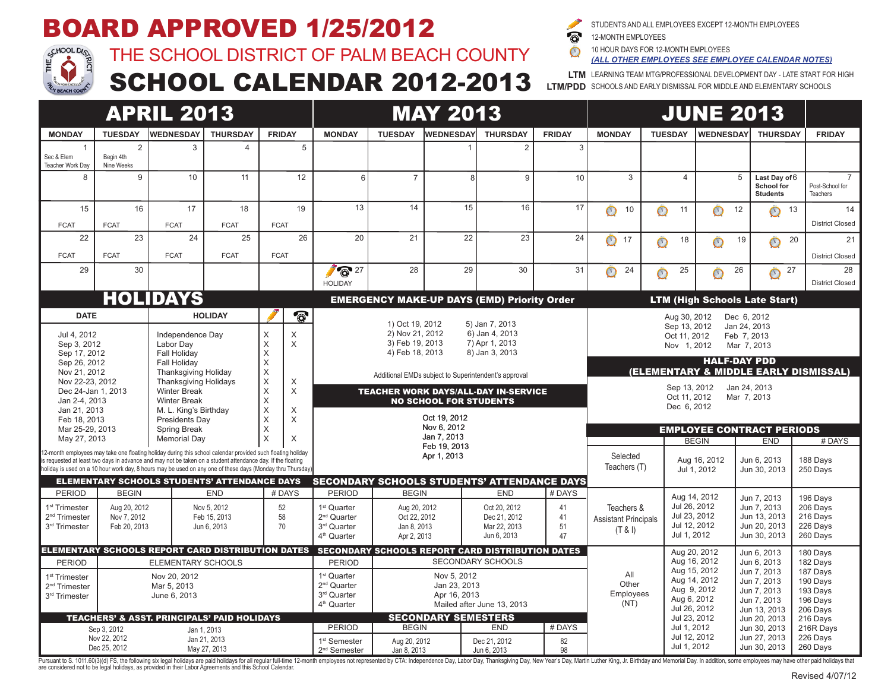# BOARD APPROVED 1/25/2012

## THE SCHOOL DISTRICT OF PALM BEACH COUNTY

# SCHOOL CALENDAR 2012-2013

- (pencil icon) STUDENTS AND ALL EMPLOYEES EXCEPT 12-MONTH EMPLOYEES
- (phone icon) 12-MONTH EMPLOYEES
- (clock icon) 10 HOUR DAYS FOR 12-MONTH EMPLOYEES *(ALL OTHER EMPLOYEES SEE EMPLOYEE CALENDAR NOTES)*
- **LTM** LEARNING TEAM MTG/PROFESSIONAL DEVELOPMENT DAY - LATE START FOR HIGH
- **LTM/PDD** SCHOOLS AND EARLY DISMISSAL FOR MIDDLE AND ELEMENTARY SCHOOLS

## APRIL 2013

| MONDAY | TUESDAY | WEDNESDAY | THURSDAY | FRIDAY |
|---|---|---|---|---|
| 1 Sec & Elem Teacher Work Day | 2 Begin 4th Nine Weeks | 3 | 4 | 5 |
| 8 | 9 | 10 | 11 | 12 |
| 15 FCAT | 16 FCAT | 17 FCAT | 18 FCAT | 19 FCAT |
| 22 FCAT | 23 FCAT | 24 FCAT | 25 FCAT | 26 FCAT |
| 29 | 30 | | | |

## MAY 2013

| MONDAY | TUESDAY | WEDNESDAY | THURSDAY | FRIDAY |
|---|---|---|---|---|
| | | 1 | 2 | 3 |
| 6 | 7 | 8 | 9 | 10 |
| 13 | 14 | 15 | 16 | 17 |
| 20 | 21 | 22 | 23 | 24 |
| (pencil)(phone) 27 HOLIDAY | 28 | 29 | 30 | 31 |

## JUNE 2013

| MONDAY | TUESDAY | WEDNESDAY | THURSDAY | FRIDAY |
|---|---|---|---|---|
| | | | | |
| 3 | 4 | 5 | 6 Last Day of School for Students | 7 Post-School for Teachers |
| (clock) 10 | (clock) 11 | (clock) 12 | (clock) 13 | 14 District Closed |
| (clock) 17 | (clock) 18 | (clock) 19 | (clock) 20 | 21 District Closed |
| (clock) 24 | (clock) 25 | (clock) 26 | (clock) 27 | 28 District Closed |

## HOLIDAYS

| DATE | HOLIDAY | (pencil) | (phone) |
|---|---|---|---|
| Jul 4, 2012 | Independence Day | X | X |
| Sep 3, 2012 | Labor Day | X | X |
| Sep 17, 2012 | Fall Holiday | X | |
| Sep 26, 2012 | Fall Holiday | X | |
| Nov 21, 2012 | Thanksgiving Holiday | X | |
| Nov 22-23, 2012 | Thanksgiving Holidays | X | X |
| Dec 24-Jan 1, 2013 | Winter Break | X | X |
| Jan 2-4, 2013 | Winter Break | X | |
| Jan 21, 2013 | M. L. King's Birthday | X | X |
| Feb 18, 2013 | Presidents Day | X | X |
| Mar 25-29, 2013 | Spring Break | X | |
| May 27, 2013 | Memorial Day | X | X |

12-month employees may take one floating holiday during this school calendar provided such floating holiday is requested at least two days in advance and may not be taken on a student attendance day. If the floating holiday is used on a 10 hour work day, 8 hours may be used on any one of these days (Monday thru Thursday)

## EMERGENCY MAKE-UP DAYS (EMD) Priority Order

1) Oct 19, 2012
2) Nov 21, 2012
3) Feb 19, 2013
4) Feb 18, 2013
5) Jan 7, 2013
6) Jan 4, 2013
7) Apr 1, 2013
8) Jan 3, 2013

Additional EMDs subject to Superintendent's approval

## TEACHER WORK DAYS/ALL-DAY IN-SERVICE NO SCHOOL FOR STUDENTS

Oct 19, 2012
Nov 6, 2012
Jan 7, 2013
Feb 19, 2013
Apr 1, 2013

## LTM (High Schools Late Start)

Aug 30, 2012
Sep 13, 2012
Oct 11, 2012
Nov 1, 2012
Dec 6, 2012
Jan 24, 2013
Feb 7, 2013
Mar 7, 2013

## HALF-DAY PDD (ELEMENTARY & MIDDLE EARLY DISMISSAL)

Sep 13, 2012
Oct 11, 2012
Dec 6, 2012
Jan 24, 2013
Mar 7, 2013

## EMPLOYEE CONTRACT PERIODS

| | BEGIN | END | # DAYS |
|---|---|---|---|
| Selected Teachers (T) | Aug 16, 2012 | Jun 6, 2013 | 188 Days |
| | Jul 1, 2012 | Jun 30, 2013 | 250 Days |
| Teachers & Assistant Principals (T & I) | Aug 14, 2012 | Jun 7, 2013 | 196 Days |
| | Jul 26, 2012 | Jun 7, 2013 | 206 Days |
| | Jul 23, 2012 | Jun 13, 2013 | 216 Days |
| | Jul 12, 2012 | Jun 20, 2013 | 226 Days |
| | Jul 1, 2012 | Jun 30, 2013 | 260 Days |
| All Other Employees (NT) | Aug 20, 2012 | Jun 6, 2013 | 180 Days |
| | Aug 16, 2012 | Jun 6, 2013 | 182 Days |
| | Aug 15, 2012 | Jun 7, 2013 | 187 Days |
| | Aug 14, 2012 | Jun 7, 2013 | 190 Days |
| | Aug 9, 2012 | Jun 7, 2013 | 193 Days |
| | Aug 6, 2012 | Jun 7, 2013 | 196 Days |
| | Jul 26, 2012 | Jun 13, 2013 | 206 Days |
| | Jul 23, 2012 | Jun 20, 2013 | 216 Days |
| | Jul 1, 2012 | Jun 30, 2013 | 216R Days |
| | Jul 12, 2012 | Jun 27, 2013 | 226 Days |
| | Jul 1, 2012 | Jun 30, 2013 | 260 Days |

## ELEMENTARY SCHOOLS STUDENTS' ATTENDANCE DAYS

| PERIOD | BEGIN | END | # DAYS |
|---|---|---|---|
| 1st Trimester | Aug 20, 2012 | Nov 5, 2012 | 52 |
| 2nd Trimester | Nov 7, 2012 | Feb 15, 2013 | 58 |
| 3rd Trimester | Feb 20, 2013 | Jun 6, 2013 | 70 |

## SECONDARY SCHOOLS STUDENTS' ATTENDANCE DAYS

| PERIOD | BEGIN | END | # DAYS |
|---|---|---|---|
| 1st Quarter | Aug 20, 2012 | Oct 20, 2012 | 41 |
| 2nd Quarter | Oct 22, 2012 | Dec 21, 2012 | 41 |
| 3rd Quarter | Jan 8, 2013 | Mar 22, 2013 | 51 |
| 4th Quarter | Apr 2, 2013 | Jun 6, 2013 | 47 |

## ELEMENTARY SCHOOLS REPORT CARD DISTRIBUTION DATES

| PERIOD | ELEMENTARY SCHOOLS |
|---|---|
| 1st Trimester | Nov 20, 2012 |
| 2nd Trimester | Mar 5, 2013 |
| 3rd Trimester | June 6, 2013 |

## SECONDARY SCHOOLS REPORT CARD DISTRIBUTION DATES

| PERIOD | SECONDARY SCHOOLS |
|---|---|
| 1st Quarter | Nov 5, 2012 |
| 2nd Quarter | Jan 23, 2013 |
| 3rd Quarter | Apr 16, 2013 |
| 4th Quarter | Mailed after June 13, 2013 |

## TEACHERS' & ASST. PRINCIPALS' PAID HOLIDAYS

| | |
|---|---|
| Sep 3, 2012 | Jan 1, 2013 |
| Nov 22, 2012 | Jan 21, 2013 |
| Dec 25, 2012 | May 27, 2013 |

## SECONDARY SEMESTERS

| PERIOD | BEGIN | END | # DAYS |
|---|---|---|---|
| 1st Semester | Aug 20, 2012 | Dec 21, 2012 | 82 |
| 2nd Semester | Jan 8, 2013 | Jun 6, 2013 | 98 |

Pursuant to S. 1011.60(3)(d) FS, the following six legal holidays are paid holidays for all regular full-time 12-month employees not represented by CTA: Independence Day, Labor Day, Thanksgiving Day, New Year's Day, Martin Luther King, Jr. Birthday and Memorial Day. In addition, some employees may have other paid holidays that are considered not to be legal holidays, as provided in their Labor Agreements and this School Calendar.

Revised 4/07/12